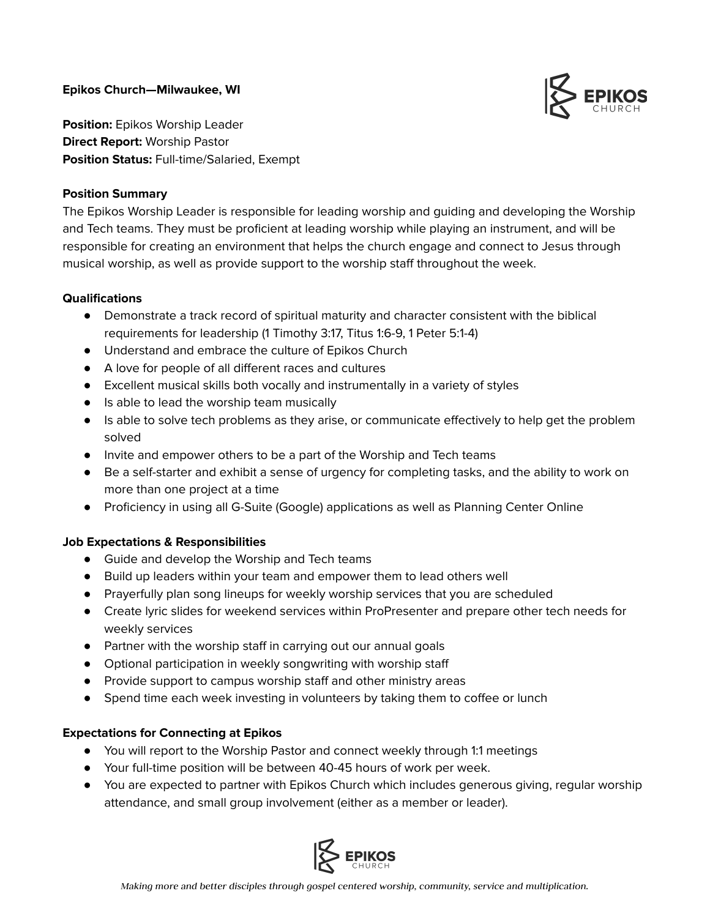**Epikos Church—Milwaukee, WI**

**Position:** Epikos Worship Leader
**Direct Report:** Worship Pastor
**Position Status:** Full-time/Salaried, Exempt

**Position Summary**

The Epikos Worship Leader is responsible for leading worship and guiding and developing the Worship and Tech teams. They must be proficient at leading worship while playing an instrument, and will be responsible for creating an environment that helps the church engage and connect to Jesus through musical worship, as well as provide support to the worship staff throughout the week.

**Qualifications**

- Demonstrate a track record of spiritual maturity and character consistent with the biblical requirements for leadership (1 Timothy 3:17, Titus 1:6-9, 1 Peter 5:1-4)
- Understand and embrace the culture of Epikos Church
- A love for people of all different races and cultures
- Excellent musical skills both vocally and instrumentally in a variety of styles
- Is able to lead the worship team musically
- Is able to solve tech problems as they arise, or communicate effectively to help get the problem solved
- Invite and empower others to be a part of the Worship and Tech teams
- Be a self-starter and exhibit a sense of urgency for completing tasks, and the ability to work on more than one project at a time
- Proficiency in using all G-Suite (Google) applications as well as Planning Center Online

**Job Expectations & Responsibilities**

- Guide and develop the Worship and Tech teams
- Build up leaders within your team and empower them to lead others well
- Prayerfully plan song lineups for weekly worship services that you are scheduled
- Create lyric slides for weekend services within ProPresenter and prepare other tech needs for weekly services
- Partner with the worship staff in carrying out our annual goals
- Optional participation in weekly songwriting with worship staff
- Provide support to campus worship staff and other ministry areas
- Spend time each week investing in volunteers by taking them to coffee or lunch

**Expectations for Connecting at Epikos**

- You will report to the Worship Pastor and connect weekly through 1:1 meetings
- Your full-time position will be between 40-45 hours of work per week.
- You are expected to partner with Epikos Church which includes generous giving, regular worship attendance, and small group involvement (either as a member or leader).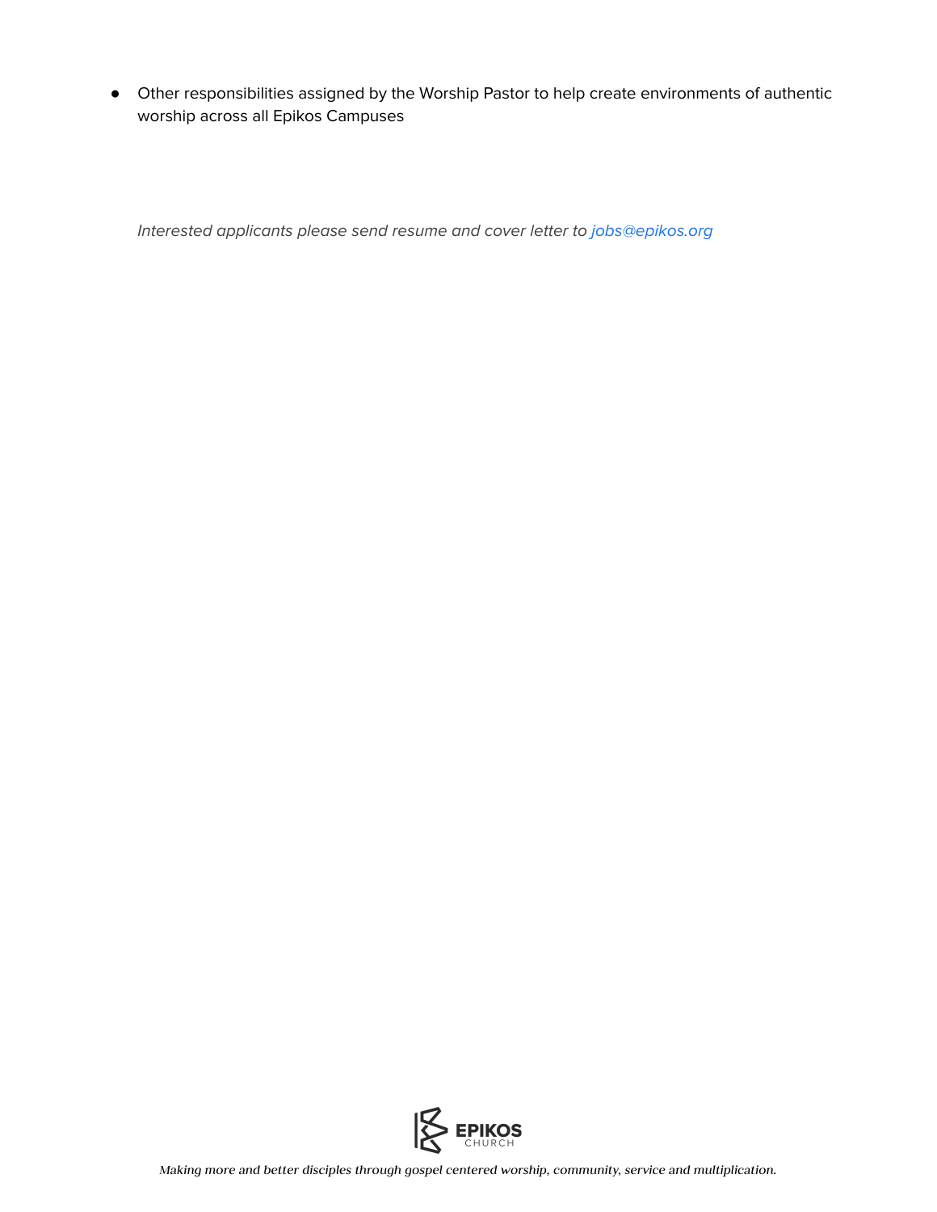- Other responsibilities assigned by the Worship Pastor to help create environments of authentic worship across all Epikos Campuses

*Interested applicants please send resume and cover letter to jobs@epikos.org*

EPIKOS CHURCH

*Making more and better disciples through gospel centered worship, community, service and multiplication.*